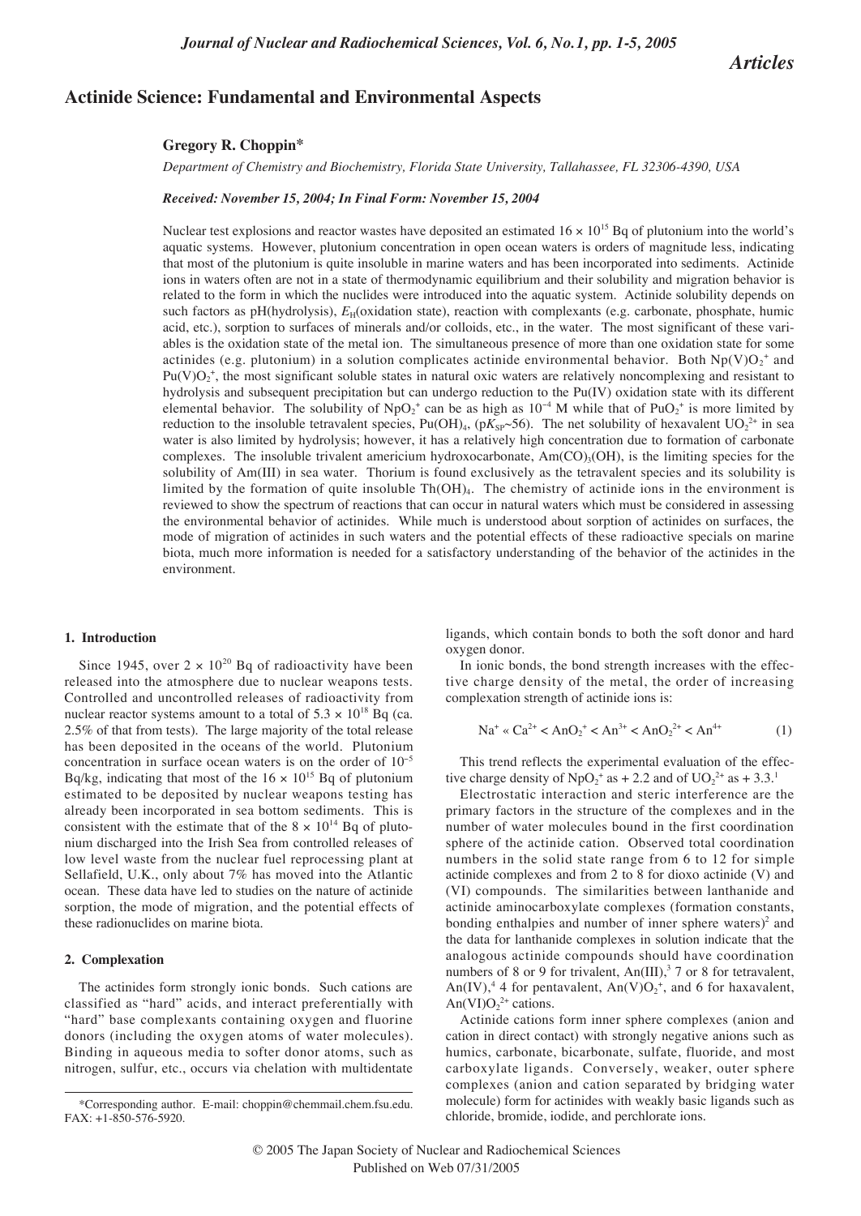*Articles*

# Actinide Science: Fundamental and Environmental Aspects

**Gregory R. Choppin***

*Department of Chemistry and Biochemistry, Florida State University, Tallahassee, FL 32306-4390, USA*

***Received: November 15, 2004; In Final Form: November 15, 2004***

Nuclear test explosions and reactor wastes have deposited an estimated $16 \times 10^{15}$ Bq of plutonium into the world's aquatic systems. However, plutonium concentration in open ocean waters is orders of magnitude less, indicating that most of the plutonium is quite insoluble in marine waters and has been incorporated into sediments. Actinide ions in waters often are not in a state of thermodynamic equilibrium and their solubility and migration behavior is related to the form in which the nuclides were introduced into the aquatic system. Actinide solubility depends on such factors as pH(hydrolysis), $E_H$(oxidation state), reaction with complexants (e.g. carbonate, phosphate, humic acid, etc.), sorption to surfaces of minerals and/or colloids, etc., in the water. The most significant of these variables is the oxidation state of the metal ion. The simultaneous presence of more than one oxidation state for some actinides (e.g. plutonium) in a solution complicates actinide environmental behavior. Both $Np(V)O_2^+$ and $Pu(V)O_2^+$, the most significant soluble states in natural oxic waters are relatively noncomplexing and resistant to hydrolysis and subsequent precipitation but can undergo reduction to the Pu(IV) oxidation state with its different elemental behavior. The solubility of $NpO_2^+$ can be as high as $10^{-4}$ M while that of $PuO_2^+$ is more limited by reduction to the insoluble tetravalent species, $Pu(OH)_4$, ($pK_{SP}$~56). The net solubility of hexavalent $UO_2^{2+}$ in sea water is also limited by hydrolysis; however, it has a relatively high concentration due to formation of carbonate complexes. The insoluble trivalent americium hydroxocarbonate, $Am(CO)_3(OH)$, is the limiting species for the solubility of Am(III) in sea water. Thorium is found exclusively as the tetravalent species and its solubility is limited by the formation of quite insoluble $Th(OH)_4$. The chemistry of actinide ions in the environment is reviewed to show the spectrum of reactions that can occur in natural waters which must be considered in assessing the environmental behavior of actinides. While much is understood about sorption of actinides on surfaces, the mode of migration of actinides in such waters and the potential effects of these radioactive specials on marine biota, much more information is needed for a satisfactory understanding of the behavior of the actinides in the environment.

## 1. Introduction

Since 1945, over $2 \times 10^{20}$ Bq of radioactivity have been released into the atmosphere due to nuclear weapons tests. Controlled and uncontrolled releases of radioactivity from nuclear reactor systems amount to a total of $5.3 \times 10^{18}$ Bq (ca. 2.5% of that from tests). The large majority of the total release has been deposited in the oceans of the world. Plutonium concentration in surface ocean waters is on the order of $10^{-5}$ Bq/kg, indicating that most of the $16 \times 10^{15}$ Bq of plutonium estimated to be deposited by nuclear weapons testing has already been incorporated in sea bottom sediments. This is consistent with the estimate that of the $8 \times 10^{14}$ Bq of plutonium discharged into the Irish Sea from controlled releases of low level waste from the nuclear fuel reprocessing plant at Sellafield, U.K., only about 7% has moved into the Atlantic ocean. These data have led to studies on the nature of actinide sorption, the mode of migration, and the potential effects of these radionuclides on marine biota.

## 2. Complexation

The actinides form strongly ionic bonds. Such cations are classified as "hard" acids, and interact preferentially with "hard" base complexants containing oxygen and fluorine donors (including the oxygen atoms of water molecules). Binding in aqueous media to softer donor atoms, such as nitrogen, sulfur, etc., occurs via chelation with multidentate ligands, which contain bonds to both the soft donor and hard oxygen donor.

In ionic bonds, the bond strength increases with the effective charge density of the metal, the order of increasing complexation strength of actinide ions is:

$$Na^+ \ll Ca^{2+} < AnO_2^+ < An^{3+} < AnO_2^{2+} < An^{4+} \tag{1}$$

This trend reflects the experimental evaluation of the effective charge density of $NpO_2^+$ as + 2.2 and of $UO_2^{2+}$ as + 3.3.[1]

Electrostatic interaction and steric interference are the primary factors in the structure of the complexes and in the number of water molecules bound in the first coordination sphere of the actinide cation. Observed total coordination numbers in the solid state range from 6 to 12 for simple actinide complexes and from 2 to 8 for dioxo actinide (V) and (VI) compounds. The similarities between lanthanide and actinide aminocarboxylate complexes (formation constants, bonding enthalpies and number of inner sphere waters)[2] and the data for lanthanide complexes in solution indicate that the analogous actinide compounds should have coordination numbers of 8 or 9 for trivalent, An(III),[3] 7 or 8 for tetravalent, An(IV),[4] 4 for pentavalent, $An(V)O_2^+$, and 6 for haxavalent, $An(VI)O_2^{2+}$ cations.

Actinide cations form inner sphere complexes (anion and cation in direct contact) with strongly negative anions such as humics, carbonate, bicarbonate, sulfate, fluoride, and most carboxylate ligands. Conversely, weaker, outer sphere complexes (anion and cation separated by bridging water molecule) form for actinides with weakly basic ligands such as chloride, bromide, iodide, and perchlorate ions.

---

*Corresponding author. E-mail: choppin@chemmail.chem.fsu.edu. FAX: +1-850-576-5920.

© 2005 The Japan Society of Nuclear and Radiochemical Sciences
Published on Web 07/31/2005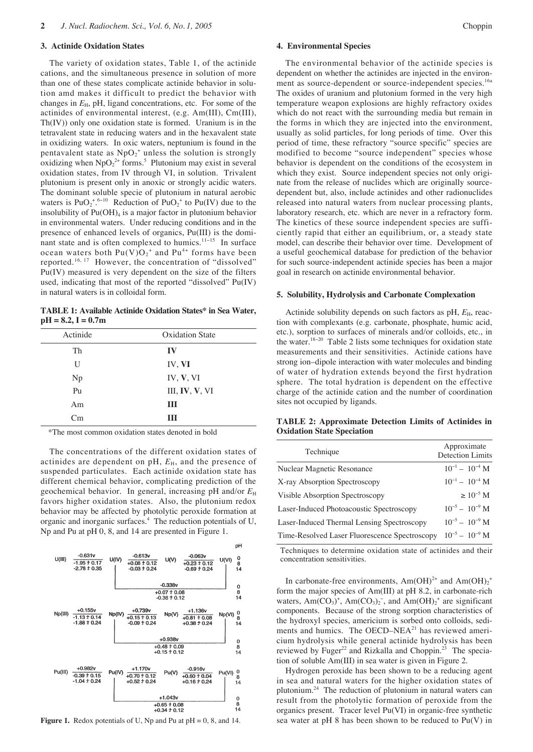## 3. Actinide Oxidation States

The variety of oxidation states, Table 1, of the actinide cations, and the simultaneous presence in solution of more than one of these states complicate actinide behavior in solution amd makes it difficult to predict the behavior with changes in $E_H$, pH, ligand concentrations, etc. For some of the actinides of environmental interest, (e.g. Am(III), Cm(III), Th(IV)) only one oxidation state is formed. Uranium is in the tetravalent state in reducing waters and in the hexavalent state in oxidizing waters. In oxic waters, neptunium is found in the pentavalent state as $NpO_2^+$ unless the solution is strongly oxidizing when $NpO_2^{2+}$ forms.[5] Plutonium may exist in several oxidation states, from IV through VI, in solution. Trivalent plutonium is present only in anoxic or strongly acidic waters. The dominant soluble specie of plutonium in natural aerobic waters is $PuO_2^+$.[6–10] Reduction of $PuO_2^+$ to Pu(IV) due to the insolubility of $Pu(OH)_4$ is a major factor in plutonium behavior in environmental waters. Under reducing conditions and in the presence of enhanced levels of organics, Pu(III) is the dominant state and is often complexed to humics.[11–15] In surface ocean waters both $Pu(V)O_2^+$ and $Pu^{4+}$ forms have been reported.[16, 17] However, the concentration of "dissolved" Pu(IV) measured is very dependent on the size of the filters used, indicating that most of the reported "dissolved" Pu(IV) in natural waters is in colloidal form.

**TABLE 1: Available Actinide Oxidation States* in Sea Water, pH = 8.2, I = 0.7m**

| Actinide | Oxidation State |
|---|---|
| Th | **IV** |
| U | IV, **VI** |
| Np | IV, **V**, VI |
| Pu | III, **IV**, **V**, VI |
| Am | **III** |
| Cm | **III** |

*The most common oxidation states denoted in bold

The concentrations of the different oxidation states of actinides are dependent on pH, $E_H$, and the presence of suspended particulates. Each actinide oxidation state has different chemical behavior, complicating prediction of the geochemical behavior. In general, increasing pH and/or $E_H$ favors higher oxidation states. Also, the plutonium redox behavior may be affected by photolytic peroxide formation at organic and inorganic surfaces.[4] The reduction potentials of U, Np and Pu at pH 0, 8, and 14 are presented in Figure 1.

| | | | | | | | pH |
|---|---|---|---|---|---|---|---|
| U(III) | −0.631v / −1.95 ± 0.17 / −2.78 ± 0.35 | U(IV) | −0.613v / +0.08 ± 0.12 / −0.03 ± 0.24 | U(V) | −0.063v / +0.23 ± 0.12 / −0.69 ± 0.24 | U(VI) | 0 / 8 / 14 |
| | | U(IV)→U(VI): | −0.338v / +0.07 ± 0.08 / −0.36 ± 0.12 | | | | 0 / 8 / 14 |
| Np(III) | +0.155v / −1.13 ± 0.14 / −1.88 ± 0.24 | Np(IV) | +0.739v / +0.15 ± 0.13 / −0.09 ± 0.24 | Np(V) | +1.136v / +0.81 ± 0.08 / +0.38 ± 0.24 | Np(VI) | 0 / 8 / 14 |
| | | Np(IV)→Np(VI): | +0.938v / +0.48 ± 0.09 / +0.15 ± 0.12 | | | | 0 / 8 / 14 |
| Pu(III) | +0.982v / −0.39 ± 0.15 / −1.04 ± 0.24 | Pu(IV) | +1.170v / +0.70 ± 0.12 / +0.52 ± 0.24 | Pu(V) | −0.916v / +0.60 ± 0.04 / +0.16 ± 0.24 | Pu(VI) | 0 / 8 / 14 |
| | | Pu(IV)→Pu(VI): | +1.043v / +0.65 ± 0.08 / +0.34 ± 0.12 | | | | 0 / 8 / 14 |

**Figure 1.** Redox potentials of U, Np and Pu at pH = 0, 8, and 14.

## 4. Environmental Species

The environmental behavior of the actinide species is dependent on whether the actinides are injected in the environment as source-dependent or source-independent species.[16a] The oxides of uranium and plutonium formed in the very high temperature weapon explosions are highly refractory oxides which do not react with the surrounding media but remain in the forms in which they are injected into the environment, usually as solid particles, for long periods of time. Over this period of time, these refractory "source specific" species are modified to become "source independent" species whose behavior is dependent on the conditions of the ecosystem in which they exist. Source independent species not only originate from the release of nuclides which are originally source-dependent but, also, include actinides and other radionuclides released into natural waters from nuclear processing plants, laboratory research, etc. which are never in a refractory form. The kinetics of these source independent species are sufficiently rapid that either an equilibrium, or, a steady state model, can describe their behavior over time. Development of a useful geochemical database for prediction of the behavior for such source-independent actinide species has been a major goal in research on actinide environmental behavior.

## 5. Solubility, Hydrolysis and Carbonate Complexation

Actinide solubility depends on such factors as pH, $E_H$, reaction with complexants (e.g. carbonate, phosphate, humic acid, etc.), sorption to surfaces of minerals and/or colloids, etc., in the water.[18–20] Table 2 lists some techniques for oxidation state measurements and their sensitivities. Actinide cations have strong ion–dipole interaction with water molecules and binding of water of hydration extends beyond the first hydration sphere. The total hydration is dependent on the effective charge of the actinide cation and the number of coordination sites not occupied by ligands.

**TABLE 2: Approximate Detection Limits of Actinides in Oxidation State Speciation**

| Technique | Approximate Detection Limits |
|---|---|
| Nuclear Magnetic Resonance | $10^{-1}$ – $10^{-4}$ M |
| X-ray Absorption Spectroscopy | $10^{-1}$ – $10^{-4}$ M |
| Visible Absorption Spectroscopy | $\geq 10^{-5}$ M |
| Laser-Induced Photoacoustic Spectroscopy | $10^{-5}$ – $10^{-9}$ M |
| Laser-Induced Thermal Lensing Spectroscopy | $10^{-5}$ – $10^{-9}$ M |
| Time-Resolved Laser Fluorescence Spectroscopy | $10^{-5}$ – $10^{-9}$ M |

Techniques to determine oxidation state of actinides and their concentration sensitivities.

In carbonate-free environments, $Am(OH)^{2+}$ and $Am(OH)_2^+$ form the major species of Am(III) at pH 8.2, in carbonate-rich waters, $Am(CO_3)^+$, $Am(CO_3)_2^-$, and $Am(OH)_2^+$ are significant components. Because of the strong sorption characteristics of the hydroxyl species, americium is sorbed onto colloids, sediments and humics. The OECD–NEA[21] has reviewed americium hydrolysis while general actinide hydrolysis has been reviewed by Fuger[22] and Rizkalla and Choppin.[23] The speciation of soluble Am(III) in sea water is given in Figure 2.

Hydrogen peroxide has been shown to be a reducing agent in sea and natural waters for the higher oxidation states of plutonium.[24] The reduction of plutonium in natural waters can result from the photolytic formation of peroxide from the organics present. Tracer level Pu(VI) in organic-free synthetic sea water at pH 8 has been shown to be reduced to Pu(V) in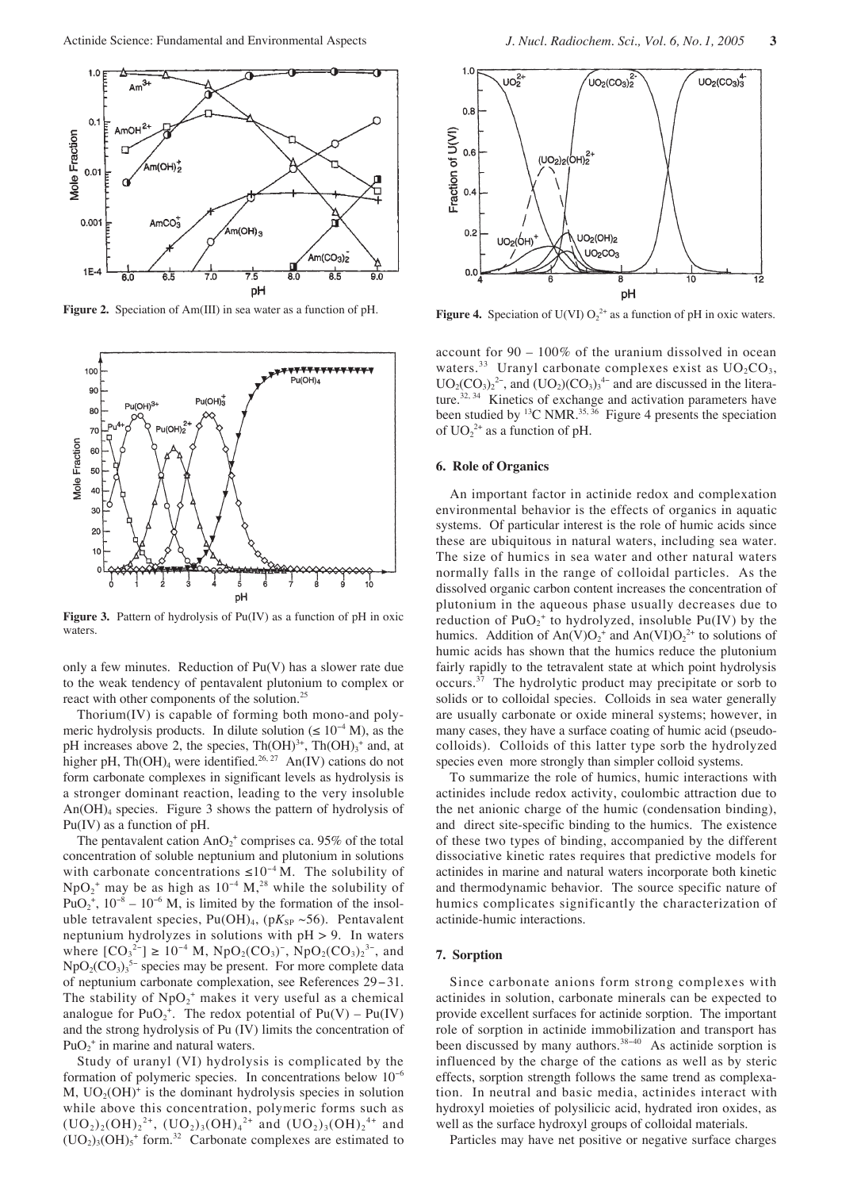1.0
Am3+
0.1
AmOH2+
Am(OH)2+
0.01
Mole Fraction
0.001
AmCO3+
Am(OH)3
Am(CO3)2-
1E-4
6.0 6.5 7.0 7.5 8.0 8.5 9.0
pH

**Figure 2.** Speciation of Am(III) in sea water as a function of pH.

100
Pu(OH)4
90
Pu(OH)3+
Pu(OH)3+
80
Pu4+
Pu(OH)22+
70
60
Mole Fraction
50
40
30
20
10
0
0 1 2 3 4 5 6 7 8 9 10
pH

**Figure 3.** Pattern of hydrolysis of Pu(IV) as a function of pH in oxic waters.

only a few minutes. Reduction of Pu(V) has a slower rate due to the weak tendency of pentavalent plutonium to complex or react with other components of the solution.[25]

Thorium(IV) is capable of forming both mono-and polymeric hydrolysis products. In dilute solution ($\leq 10^{-4}$ M), as the pH increases above 2, the species, $Th(OH)^{3+}$, $Th(OH)_3^+$ and, at higher pH, $Th(OH)_4$ were identified.[26, 27] An(IV) cations do not form carbonate complexes in significant levels as hydrolysis is a stronger dominant reaction, leading to the very insoluble $An(OH)_4$ species. Figure 3 shows the pattern of hydrolysis of Pu(IV) as a function of pH.

The pentavalent cation $AnO_2^+$ comprises ca. 95% of the total concentration of soluble neptunium and plutonium in solutions with carbonate concentrations $\leq 10^{-4}$ M. The solubility of $NpO_2^+$ may be as high as $10^{-4}$ M,[28] while the solubility of $PuO_2^+$, $10^{-8} - 10^{-6}$ M, is limited by the formation of the insoluble tetravalent species, $Pu(OH)_4$, ($pK_{SP} \sim 56$). Pentavalent neptunium hydrolyzes in solutions with pH > 9. In waters where $[CO_3^{2-}] \geq 10^{-4}$ M, $NpO_2(CO_3)^-$, $NpO_2(CO_3)_2^{3-}$, and $NpO_2(CO_3)_3^{5-}$ species may be present. For more complete data of neptunium carbonate complexation, see References 29 – 31. The stability of $NpO_2^+$ makes it very useful as a chemical analogue for $PuO_2^+$. The redox potential of Pu(V) – Pu(IV) and the strong hydrolysis of Pu (IV) limits the concentration of $PuO_2^+$ in marine and natural waters.

Study of uranyl (VI) hydrolysis is complicated by the formation of polymeric species. In concentrations below $10^{-6}$ M, $UO_2(OH)^+$ is the dominant hydrolysis species in solution while above this concentration, polymeric forms such as $(UO_2)_2(OH)_2^{2+}$, $(UO_2)_3(OH)_4^{2+}$ and $(UO_2)_3(OH)_2^{4+}$ and $(UO_2)_3(OH)_5^+$ form.[32] Carbonate complexes are estimated to

1.0
UO22+
UO2(CO3)22-
UO2(CO3)34-
0.8
0.6
Fraction of U(VI)
(UO2)2(OH)22+
0.4
0.2
UO2(OH)+
UO2(OH)2
UO2CO3
0.0
4 6 8 10 12
pH

**Figure 4.** Speciation of U(VI) $O_2^{2+}$ as a function of pH in oxic waters.

account for 90 – 100% of the uranium dissolved in ocean waters.[33] Uranyl carbonate complexes exist as $UO_2CO_3$, $UO_2(CO_3)_2^{2-}$, and $(UO_2)(CO_3)_3^{4-}$ and are discussed in the literature.[32, 34] Kinetics of exchange and activation parameters have been studied by $^{13}C$ NMR.[35, 36] Figure 4 presents the speciation of $UO_2^{2+}$ as a function of pH.

## 6. Role of Organics

An important factor in actinide redox and complexation environmental behavior is the effects of organics in aquatic systems. Of particular interest is the role of humic acids since these are ubiquitous in natural waters, including sea water. The size of humics in sea water and other natural waters normally falls in the range of colloidal particles. As the dissolved organic carbon content increases the concentration of plutonium in the aqueous phase usually decreases due to reduction of $PuO_2^+$ to hydrolyzed, insoluble Pu(IV) by the humics. Addition of $An(V)O_2^+$ and $An(VI)O_2^{2+}$ to solutions of humic acids has shown that the humics reduce the plutonium fairly rapidly to the tetravalent state at which point hydrolysis occurs.[37] The hydrolytic product may precipitate or sorb to solids or to colloidal species. Colloids in sea water generally are usually carbonate or oxide mineral systems; however, in many cases, they have a surface coating of humic acid (pseudo-colloids). Colloids of this latter type sorb the hydrolyzed species even more strongly than simpler colloid systems.

To summarize the role of humics, humic interactions with actinides include redox activity, coulombic attraction due to the net anionic charge of the humic (condensation binding), and direct site-specific binding to the humics. The existence of these two types of binding, accompanied by the different dissociative kinetic rates requires that predictive models for actinides in marine and natural waters incorporate both kinetic and thermodynamic behavior. The source specific nature of humics complicates significantly the characterization of actinide-humic interactions.

## 7. Sorption

Since carbonate anions form strong complexes with actinides in solution, carbonate minerals can be expected to provide excellent surfaces for actinide sorption. The important role of sorption in actinide immobilization and transport has been discussed by many authors.[38–40] As actinide sorption is influenced by the charge of the cations as well as by steric effects, sorption strength follows the same trend as complexation. In neutral and basic media, actinides interact with hydroxyl moieties of polysilicic acid, hydrated iron oxides, as well as the surface hydroxyl groups of colloidal materials.

Particles may have net positive or negative surface charges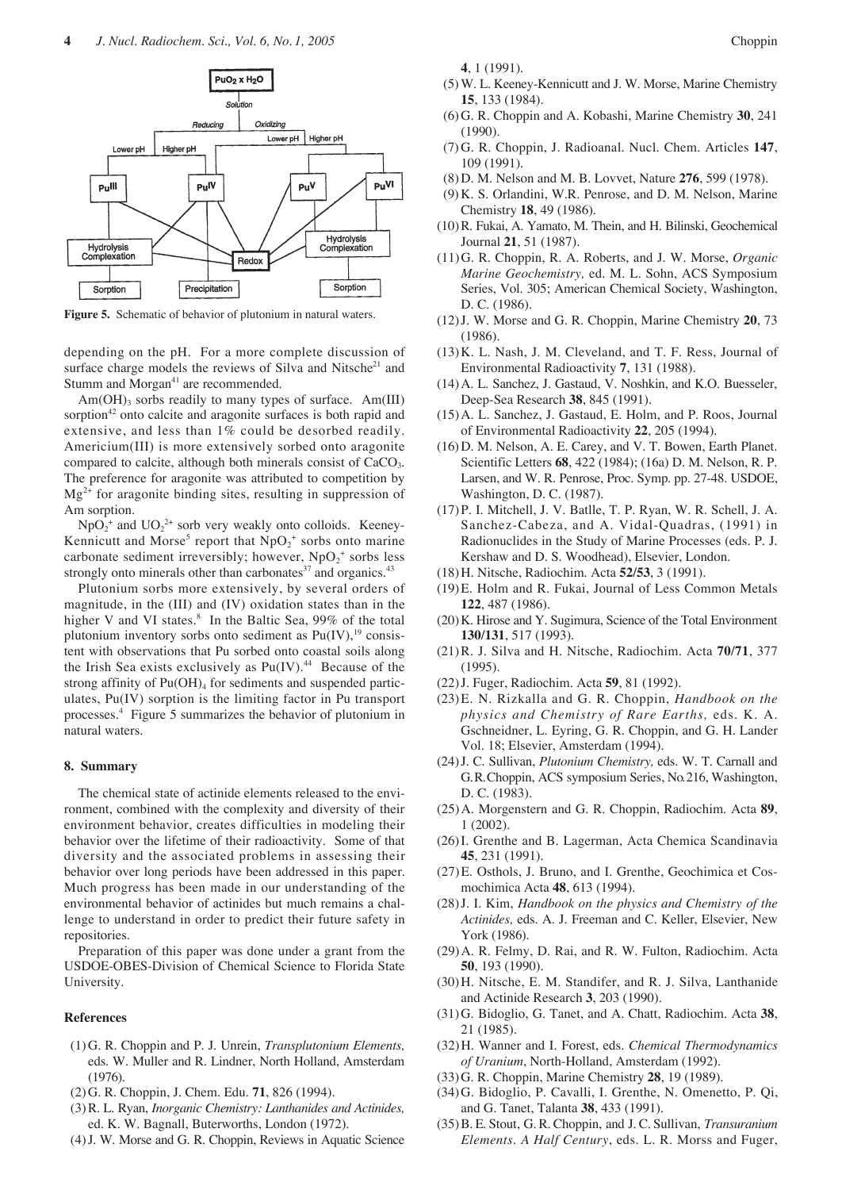Figure 5. Schematic of behavior of plutonium in natural waters.

depending on the pH. For a more complete discussion of surface charge models the reviews of Silva and Nitsche[21] and Stumm and Morgan[41] are recommended.

$Am(OH)_3$ sorbs readily to many types of surface. Am(III) sorption[42] onto calcite and aragonite surfaces is both rapid and extensive, and less than 1% could be desorbed readily. Americium(III) is more extensively sorbed onto aragonite compared to calcite, although both minerals consist of $CaCO_3$. The preference for aragonite was attributed to competition by $Mg^{2+}$ for aragonite binding sites, resulting in suppression of Am sorption.

$NpO_2^+$ and $UO_2^{2+}$ sorb very weakly onto colloids. Keeney-Kennicutt and Morse[5] report that $NpO_2^+$ sorbs onto marine carbonate sediment irreversibly; however, $NpO_2^+$ sorbs less strongly onto minerals other than carbonates[37] and organics.[43]

Plutonium sorbs more extensively, by several orders of magnitude, in the (III) and (IV) oxidation states than in the higher V and VI states.[8] In the Baltic Sea, 99% of the total plutonium inventory sorbs onto sediment as Pu(IV),[19] consistent with observations that Pu sorbed onto coastal soils along the Irish Sea exists exclusively as Pu(IV).[44] Because of the strong affinity of $Pu(OH)_4$ for sediments and suspended particulates, Pu(IV) sorption is the limiting factor in Pu transport processes.[4] Figure 5 summarizes the behavior of plutonium in natural waters.

## 8. Summary

The chemical state of actinide elements released to the environment, combined with the complexity and diversity of their environment behavior, creates difficulties in modeling their behavior over the lifetime of their radioactivity. Some of that diversity and the associated problems in assessing their behavior over long periods have been addressed in this paper. Much progress has been made in our understanding of the environmental behavior of actinides but much remains a challenge to understand in order to predict their future safety in repositories.

Preparation of this paper was done under a grant from the USDOE-OBES-Division of Chemical Science to Florida State University.

## References

(1) G. R. Choppin and P. J. Unrein, *Transplutonium Elements,* eds. W. Muller and R. Lindner, North Holland, Amsterdam (1976).

(2) G. R. Choppin, J. Chem. Edu. **71**, 826 (1994).

(3) R. L. Ryan, *Inorganic Chemistry: Lanthanides and Actinides,* ed. K. W. Bagnall, Buterworths, London (1972).

(4) J. W. Morse and G. R. Choppin, Reviews in Aquatic Science **4**, 1 (1991).

(5) W. L. Keeney-Kennicutt and J. W. Morse, Marine Chemistry **15**, 133 (1984).

(6) G. R. Choppin and A. Kobashi, Marine Chemistry **30**, 241 (1990).

(7) G. R. Choppin, J. Radioanal. Nucl. Chem. Articles **147**, 109 (1991).

(8) D. M. Nelson and M. B. Lovvet, Nature **276**, 599 (1978).

(9) K. S. Orlandini, W.R. Penrose, and D. M. Nelson, Marine Chemistry **18**, 49 (1986).

(10) R. Fukai, A. Yamato, M. Thein, and H. Bilinski, Geochemical Journal **21**, 51 (1987).

(11) G. R. Choppin, R. A. Roberts, and J. W. Morse, *Organic Marine Geochemistry,* ed. M. L. Sohn, ACS Symposium Series, Vol. 305; American Chemical Society, Washington, D. C. (1986).

(12) J. W. Morse and G. R. Choppin, Marine Chemistry **20**, 73 (1986).

(13) K. L. Nash, J. M. Cleveland, and T. F. Ress, Journal of Environmental Radioactivity **7**, 131 (1988).

(14) A. L. Sanchez, J. Gastaud, V. Noshkin, and K.O. Buesseler, Deep-Sea Research **38**, 845 (1991).

(15) A. L. Sanchez, J. Gastaud, E. Holm, and P. Roos, Journal of Environmental Radioactivity **22**, 205 (1994).

(16) D. M. Nelson, A. E. Carey, and V. T. Bowen, Earth Planet. Scientific Letters **68**, 422 (1984); (16a) D. M. Nelson, R. P. Larsen, and W. R. Penrose, Proc. Symp. pp. 27-48. USDOE, Washington, D. C. (1987).

(17) P. I. Mitchell, J. V. Batlle, T. P. Ryan, W. R. Schell, J. A. Sanchez-Cabeza, and A. Vidal-Quadras, (1991) in Radionuclides in the Study of Marine Processes (eds. P. J. Kershaw and D. S. Woodhead), Elsevier, London.

(18) H. Nitsche, Radiochim. Acta **52/53**, 3 (1991).

(19) E. Holm and R. Fukai, Journal of Less Common Metals **122**, 487 (1986).

(20) K. Hirose and Y. Sugimura, Science of the Total Environment **130/131**, 517 (1993).

(21) R. J. Silva and H. Nitsche, Radiochim. Acta **70/71**, 377 (1995).

(22) J. Fuger, Radiochim. Acta **59**, 81 (1992).

(23) E. N. Rizkalla and G. R. Choppin, *Handbook on the physics and Chemistry of Rare Earths,* eds. K. A. Gschneidner, L. Eyring, G. R. Choppin, and G. H. Lander Vol. 18; Elsevier, Amsterdam (1994).

(24) J. C. Sullivan, *Plutonium Chemistry,* eds. W. T. Carnall and G.R.Choppin, ACS symposium Series, No.216, Washington, D. C. (1983).

(25) A. Morgenstern and G. R. Choppin, Radiochim. Acta **89**, 1 (2002).

(26) I. Grenthe and B. Lagerman, Acta Chemica Scandinavia **45**, 231 (1991).

(27) E. Osthols, J. Bruno, and I. Grenthe, Geochimica et Cosmochimica Acta **48**, 613 (1994).

(28) J. I. Kim, *Handbook on the physics and Chemistry of the Actinides,* eds. A. J. Freeman and C. Keller, Elsevier, New York (1986).

(29) A. R. Felmy, D. Rai, and R. W. Fulton, Radiochim. Acta **50**, 193 (1990).

(30) H. Nitsche, E. M. Standifer, and R. J. Silva, Lanthanide and Actinide Research **3**, 203 (1990).

(31) G. Bidoglio, G. Tanet, and A. Chatt, Radiochim. Acta **38**, 21 (1985).

(32) H. Wanner and I. Forest, eds. *Chemical Thermodynamics of Uranium*, North-Holland, Amsterdam (1992).

(33) G. R. Choppin, Marine Chemistry **28**, 19 (1989).

(34) G. Bidoglio, P. Cavalli, I. Grenthe, N. Omenetto, P. Qi, and G. Tanet, Talanta **38**, 433 (1991).

(35) B. E. Stout, G. R. Choppin, and J. C. Sullivan, *Transuranium Elements. A Half Century*, eds. L. R. Morss and Fuger,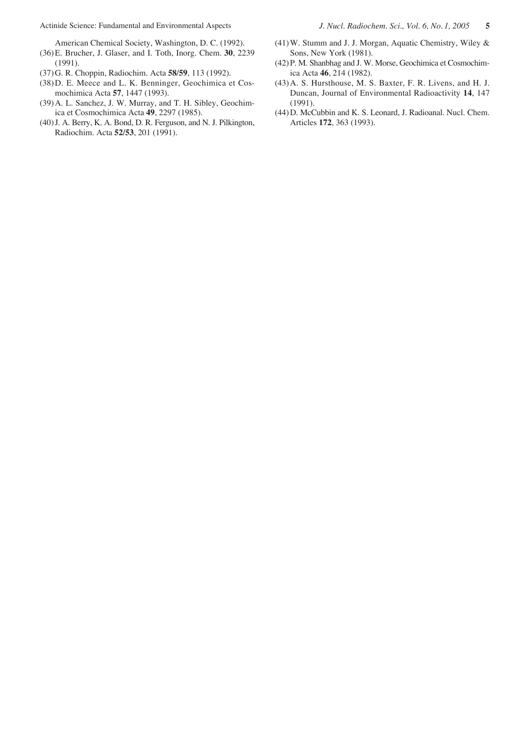American Chemical Society, Washington, D. C. (1992).

(36) E. Brucher, J. Glaser, and I. Toth, Inorg. Chem. **30**, 2239 (1991).

(37) G. R. Choppin, Radiochim. Acta **58/59**, 113 (1992).

(38) D. E. Meece and L. K. Benninger, Geochimica et Cosmochimica Acta **57**, 1447 (1993).

(39) A. L. Sanchez, J. W. Murray, and T. H. Sibley, Geochimica et Cosmochimica Acta **49**, 2297 (1985).

(40) J. A. Berry, K. A. Bond, D. R. Ferguson, and N. J. Pilkington, Radiochim. Acta **52/53**, 201 (1991).

(41) W. Stumm and J. J. Morgan, Aquatic Chemistry, Wiley & Sons, New York (1981).

(42) P. M. Shanbhag and J. W. Morse, Geochimica et Cosmochimica Acta **46**, 214 (1982).

(43) A. S. Hursthouse, M. S. Baxter, F. R. Livens, and H. J. Duncan, Journal of Environmental Radioactivity **14**, 147 (1991).

(44) D. McCubbin and K. S. Leonard, J. Radioanal. Nucl. Chem. Articles **172**, 363 (1993).